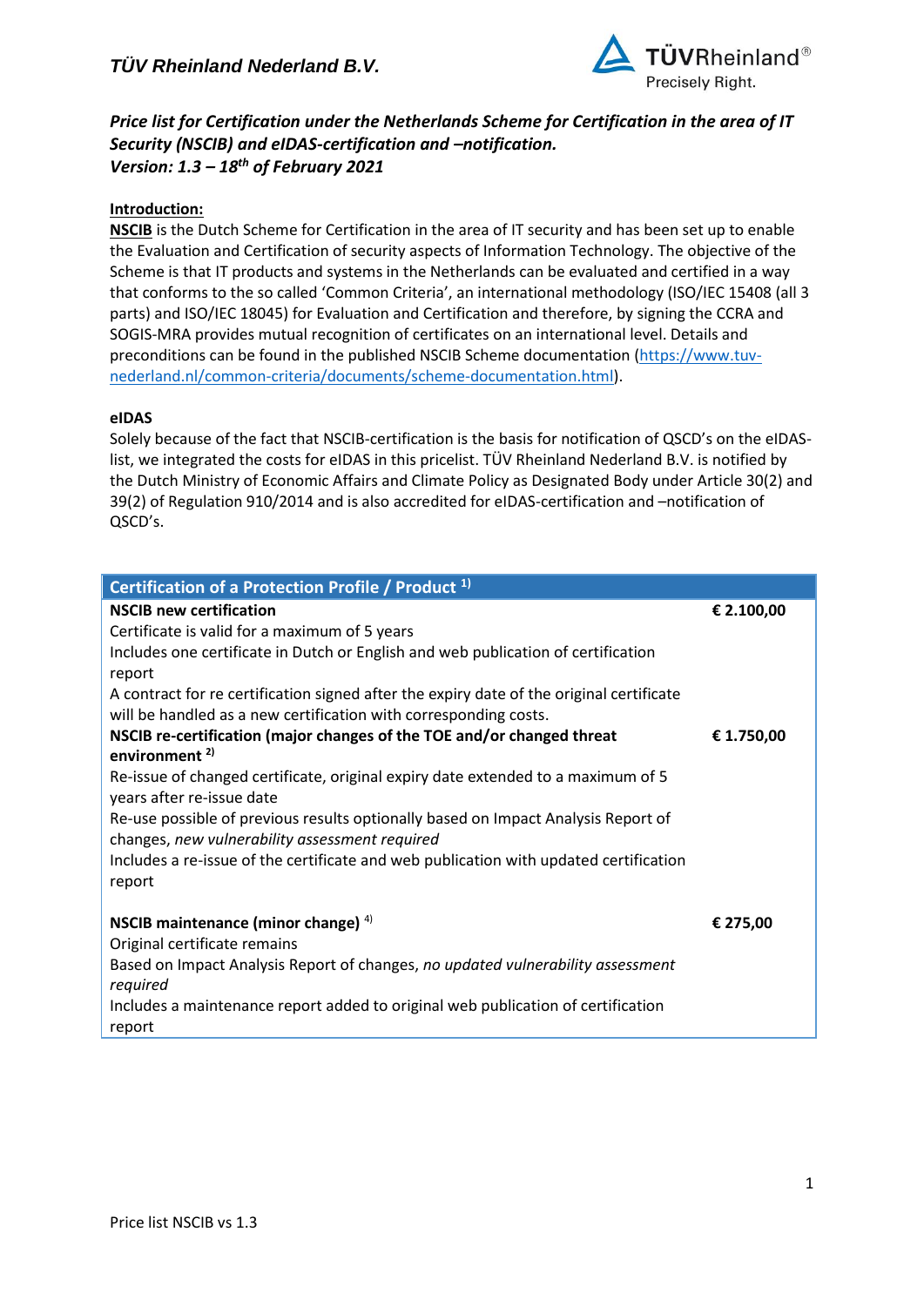## *TÜV Rheinland Nederland B.V.*

### *Price list for Certification under the Netherlands Scheme for Certification in the area of IT Security (NSCIB) and eIDAS-certification and –notification.*
### *Version: 1.3 – 18th of February 2021*

**Introduction:**

**NSCIB** is the Dutch Scheme for Certification in the area of IT security and has been set up to enable the Evaluation and Certification of security aspects of Information Technology. The objective of the Scheme is that IT products and systems in the Netherlands can be evaluated and certified in a way that conforms to the so called 'Common Criteria', an international methodology (ISO/IEC 15408 (all 3 parts) and ISO/IEC 18045) for Evaluation and Certification and therefore, by signing the CCRA and SOGIS-MRA provides mutual recognition of certificates on an international level. Details and preconditions can be found in the published NSCIB Scheme documentation ([https://www.tuv-nederland.nl/common-criteria/documents/scheme-documentation.html](https://www.tuv-nederland.nl/common-criteria/documents/scheme-documentation.html)).

**eIDAS**

Solely because of the fact that NSCIB-certification is the basis for notification of QSCD's on the eIDAS-list, we integrated the costs for eIDAS in this pricelist. TÜV Rheinland Nederland B.V. is notified by the Dutch Ministry of Economic Affairs and Climate Policy as Designated Body under Article 30(2) and 39(2) of Regulation 910/2014 and is also accredited for eIDAS-certification and –notification of QSCD's.

| Certification of a Protection Profile / Product [1)] | |
|---|---|
| **NSCIB new certification**<br>Certificate is valid for a maximum of 5 years<br>Includes one certificate in Dutch or English and web publication of certification report<br>A contract for re certification signed after the expiry date of the original certificate will be handled as a new certification with corresponding costs. | **€ 2.100,00** |
| **NSCIB re-certification (major changes of the TOE and/or changed threat environment [2)]**<br>Re-issue of changed certificate, original expiry date extended to a maximum of 5 years after re-issue date<br>Re-use possible of previous results optionally based on Impact Analysis Report of changes, *new vulnerability assessment required*<br>Includes a re-issue of the certificate and web publication with updated certification report | **€ 1.750,00** |
| **NSCIB maintenance (minor change)** [4)]<br>Original certificate remains<br>Based on Impact Analysis Report of changes, *no updated vulnerability assessment required*<br>Includes a maintenance report added to original web publication of certification report | **€ 275,00** |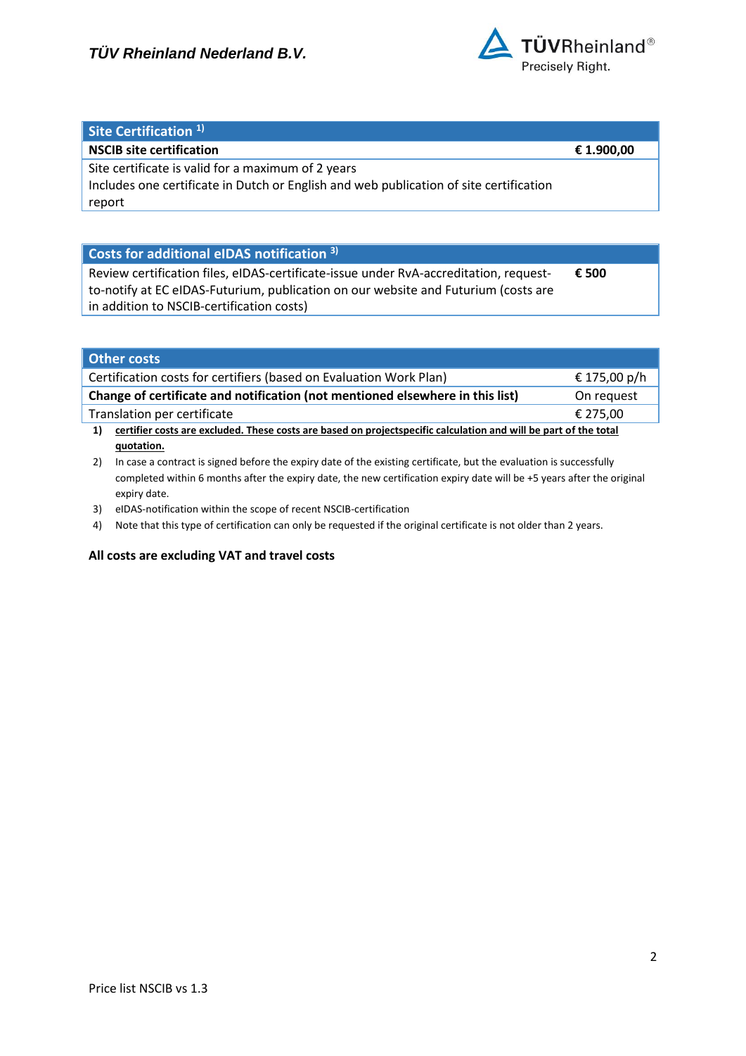| Site Certification 1) | |
|---|---|
| **NSCIB site certification** | **€ 1.900,00** |
| Site certificate is valid for a maximum of 2 years<br>Includes one certificate in Dutch or English and web publication of site certification report | |

| Costs for additional eIDAS notification 3) | |
|---|---|
| Review certification files, eIDAS-certificate-issue under RvA-accreditation, request-to-notify at EC eIDAS-Futurium, publication on our website and Futurium (costs are in addition to NSCIB-certification costs) | **€ 500** |

| Other costs | |
|---|---|
| Certification costs for certifiers (based on Evaluation Work Plan) | € 175,00 p/h |
| **Change of certificate and notification (not mentioned elsewhere in this list)** | On request |
| Translation per certificate | € 275,00 |

1) **certifier costs are excluded. These costs are based on projectspecific calculation and will be part of the total quotation.**
2) In case a contract is signed before the expiry date of the existing certificate, but the evaluation is successfully completed within 6 months after the expiry date, the new certification expiry date will be +5 years after the original expiry date.
3) eIDAS-notification within the scope of recent NSCIB-certification
4) Note that this type of certification can only be requested if the original certificate is not older than 2 years.

**All costs are excluding VAT and travel costs**